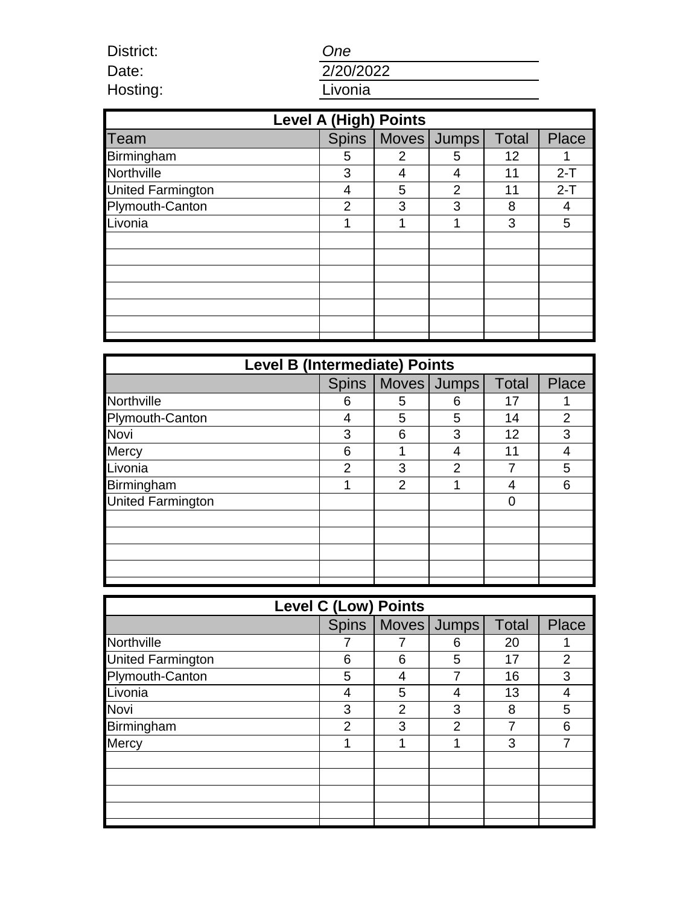District: *One*

Date: 2/20/2022

Hosting: Livonia

| Level A (High) Points | | | | | |
|---|---|---|---|---|---|
| Team | Spins | Moves | Jumps | Total | Place |
| Birmingham | 5 | 2 | 5 | 12 | 1 |
| Northville | 3 | 4 | 4 | 11 | 2-T |
| United Farmington | 4 | 5 | 2 | 11 | 2-T |
| Plymouth-Canton | 2 | 3 | 3 | 8 | 4 |
| Livonia | 1 | 1 | 1 | 3 | 5 |

| Level B (Intermediate) Points | | | | | |
|---|---|---|---|---|---|
| | Spins | Moves | Jumps | Total | Place |
| Northville | 6 | 5 | 6 | 17 | 1 |
| Plymouth-Canton | 4 | 5 | 5 | 14 | 2 |
| Novi | 3 | 6 | 3 | 12 | 3 |
| Mercy | 6 | 1 | 4 | 11 | 4 |
| Livonia | 2 | 3 | 2 | 7 | 5 |
| Birmingham | 1 | 2 | 1 | 4 | 6 |
| United Farmington | | | | 0 | |

| Level C (Low) Points | | | | | |
|---|---|---|---|---|---|
| | Spins | Moves | Jumps | Total | Place |
| Northville | 7 | 7 | 6 | 20 | 1 |
| United Farmington | 6 | 6 | 5 | 17 | 2 |
| Plymouth-Canton | 5 | 4 | 7 | 16 | 3 |
| Livonia | 4 | 5 | 4 | 13 | 4 |
| Novi | 3 | 2 | 3 | 8 | 5 |
| Birmingham | 2 | 3 | 2 | 7 | 6 |
| Mercy | 1 | 1 | 1 | 3 | 7 |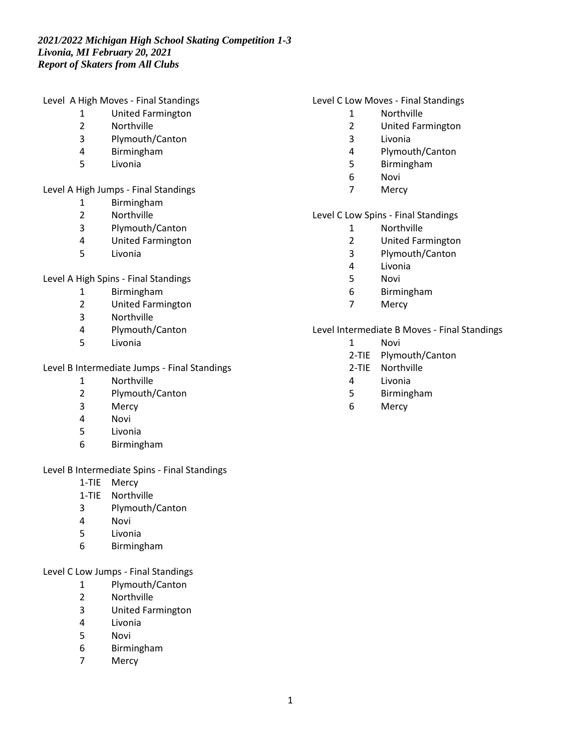***2021/2022 Michigan High School Skating Competition 1-3***
***Livonia, MI February 20, 2021***
***Report of Skaters from All Clubs***

Level A High Moves - Final Standings

| | |
|---|---|
| 1 | United Farmington |
| 2 | Northville |
| 3 | Plymouth/Canton |
| 4 | Birmingham |
| 5 | Livonia |

Level A High Jumps - Final Standings

| | |
|---|---|
| 1 | Birmingham |
| 2 | Northville |
| 3 | Plymouth/Canton |
| 4 | United Farmington |
| 5 | Livonia |

Level A High Spins - Final Standings

| | |
|---|---|
| 1 | Birmingham |
| 2 | United Farmington |
| 3 | Northville |
| 4 | Plymouth/Canton |
| 5 | Livonia |

Level B Intermediate Jumps - Final Standings

| | |
|---|---|
| 1 | Northville |
| 2 | Plymouth/Canton |
| 3 | Mercy |
| 4 | Novi |
| 5 | Livonia |
| 6 | Birmingham |

Level B Intermediate Spins - Final Standings

| | |
|---|---|
| 1-TIE | Mercy |
| 1-TIE | Northville |
| 3 | Plymouth/Canton |
| 4 | Novi |
| 5 | Livonia |
| 6 | Birmingham |

Level C Low Jumps - Final Standings

| | |
|---|---|
| 1 | Plymouth/Canton |
| 2 | Northville |
| 3 | United Farmington |
| 4 | Livonia |
| 5 | Novi |
| 6 | Birmingham |
| 7 | Mercy |

Level C Low Moves - Final Standings

| | |
|---|---|
| 1 | Northville |
| 2 | United Farmington |
| 3 | Livonia |
| 4 | Plymouth/Canton |
| 5 | Birmingham |
| 6 | Novi |
| 7 | Mercy |

Level C Low Spins - Final Standings

| | |
|---|---|
| 1 | Northville |
| 2 | United Farmington |
| 3 | Plymouth/Canton |
| 4 | Livonia |
| 5 | Novi |
| 6 | Birmingham |
| 7 | Mercy |

Level Intermediate B Moves - Final Standings

| | |
|---|---|
| 1 | Novi |
| 2-TIE | Plymouth/Canton |
| 2-TIE | Northville |
| 4 | Livonia |
| 5 | Birmingham |
| 6 | Mercy |